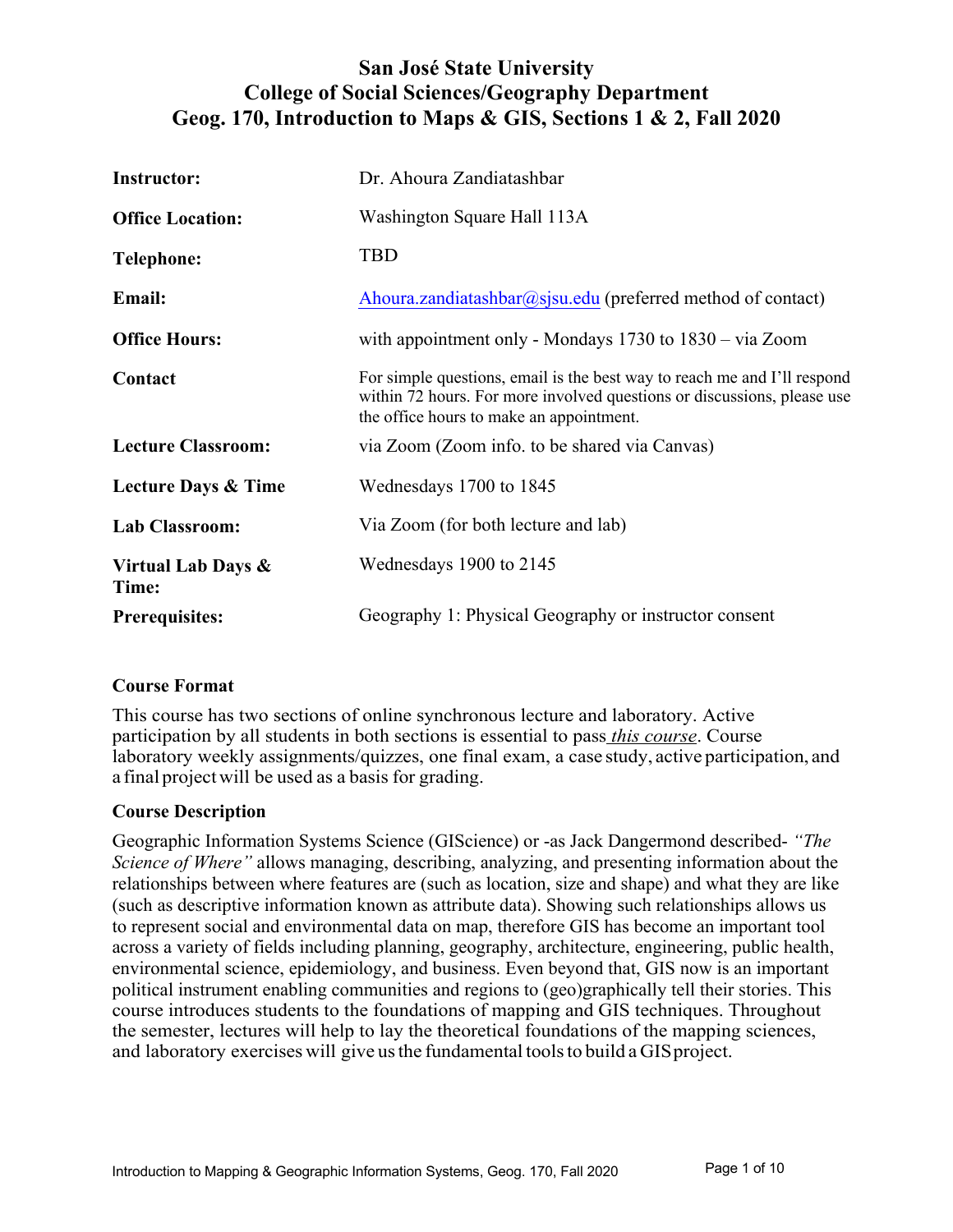# San José State University
## College of Social Sciences/Geography Department
## Geog. 170, Introduction to Maps & GIS, Sections 1 & 2, Fall 2020

| | |
|---|---|
| **Instructor:** | Dr. Ahoura Zandiatashbar |
| **Office Location:** | Washington Square Hall 113A |
| **Telephone:** | TBD |
| **Email:** | Ahoura.zandiatashbar@sjsu.edu (preferred method of contact) |
| **Office Hours:** | with appointment only - Mondays 1730 to 1830 – via Zoom |
| **Contact** | For simple questions, email is the best way to reach me and I'll respond within 72 hours. For more involved questions or discussions, please use the office hours to make an appointment. |
| **Lecture Classroom:** | via Zoom (Zoom info. to be shared via Canvas) |
| **Lecture Days & Time** | Wednesdays 1700 to 1845 |
| **Lab Classroom:** | Via Zoom (for both lecture and lab) |
| **Virtual Lab Days & Time:** | Wednesdays 1900 to 2145 |
| **Prerequisites:** | Geography 1: Physical Geography or instructor consent |

### Course Format

This course has two sections of online synchronous lecture and laboratory. Active participation by all students in both sections is essential to pass *this course*. Course laboratory weekly assignments/quizzes, one final exam, a case study, active participation, and a final project will be used as a basis for grading.

### Course Description

Geographic Information Systems Science (GIScience) or -as Jack Dangermond described- *"The Science of Where"* allows managing, describing, analyzing, and presenting information about the relationships between where features are (such as location, size and shape) and what they are like (such as descriptive information known as attribute data). Showing such relationships allows us to represent social and environmental data on map, therefore GIS has become an important tool across a variety of fields including planning, geography, architecture, engineering, public health, environmental science, epidemiology, and business. Even beyond that, GIS now is an important political instrument enabling communities and regions to (geo)graphically tell their stories. This course introduces students to the foundations of mapping and GIS techniques. Throughout the semester, lectures will help to lay the theoretical foundations of the mapping sciences, and laboratory exercises will give us the fundamental tools to build a GIS project.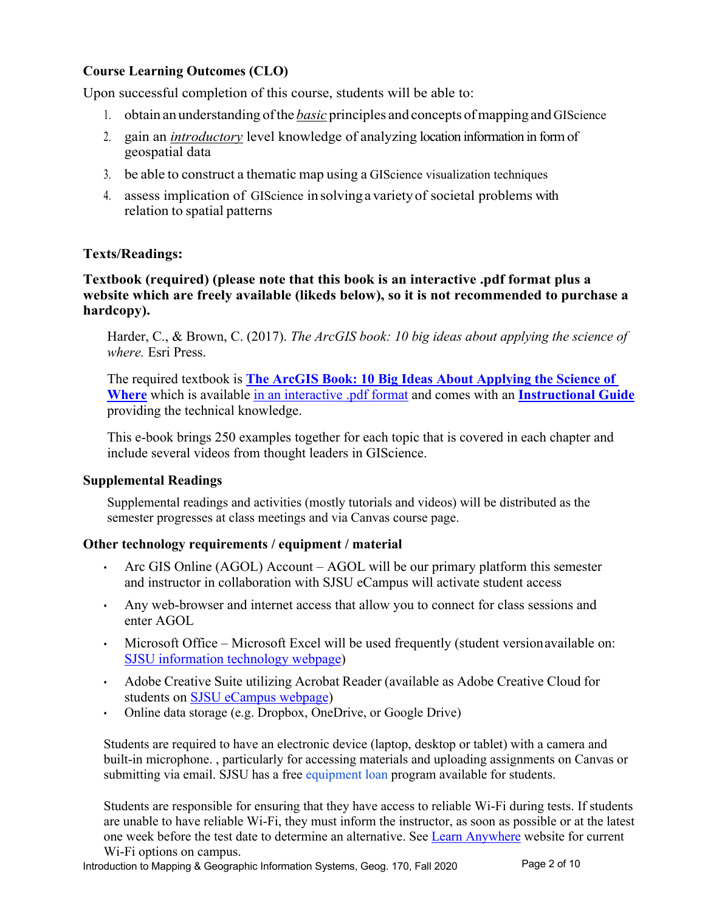### Course Learning Outcomes (CLO)

Upon successful completion of this course, students will be able to:

1. obtain an understanding of the ***basic*** principles and concepts of mapping and GIScience
2. gain an ***introductory*** level knowledge of analyzing location information in form of geospatial data
3. be able to construct a thematic map using a GIScience visualization techniques
4. assess implication of GIScience in solving a variety of societal problems with relation to spatial patterns

### Texts/Readings:

**Textbook (required) (please note that this book is an interactive .pdf format plus a website which are freely available (likeds below), so it is not recommended to purchase a hardcopy).**

Harder, C., & Brown, C. (2017). *The ArcGIS book: 10 big ideas about applying the science of where.* Esri Press.

The required textbook is **The ArcGIS Book: 10 Big Ideas About Applying the Science of Where** which is available in an interactive .pdf format and comes with an **Instructional Guide** providing the technical knowledge.

This e-book brings 250 examples together for each topic that is covered in each chapter and include several videos from thought leaders in GIScience.

### Supplemental Readings

Supplemental readings and activities (mostly tutorials and videos) will be distributed as the semester progresses at class meetings and via Canvas course page.

### Other technology requirements / equipment / material

- Arc GIS Online (AGOL) Account – AGOL will be our primary platform this semester and instructor in collaboration with SJSU eCampus will activate student access
- Any web-browser and internet access that allow you to connect for class sessions and enter AGOL
- Microsoft Office – Microsoft Excel will be used frequently (student version available on: SJSU information technology webpage)
- Adobe Creative Suite utilizing Acrobat Reader (available as Adobe Creative Cloud for students on SJSU eCampus webpage)
- Online data storage (e.g. Dropbox, OneDrive, or Google Drive)

Students are required to have an electronic device (laptop, desktop or tablet) with a camera and built-in microphone. , particularly for accessing materials and uploading assignments on Canvas or submitting via email. SJSU has a free equipment loan program available for students.

Students are responsible for ensuring that they have access to reliable Wi-Fi during tests. If students are unable to have reliable Wi-Fi, they must inform the instructor, as soon as possible or at the latest one week before the test date to determine an alternative. See Learn Anywhere website for current Wi-Fi options on campus.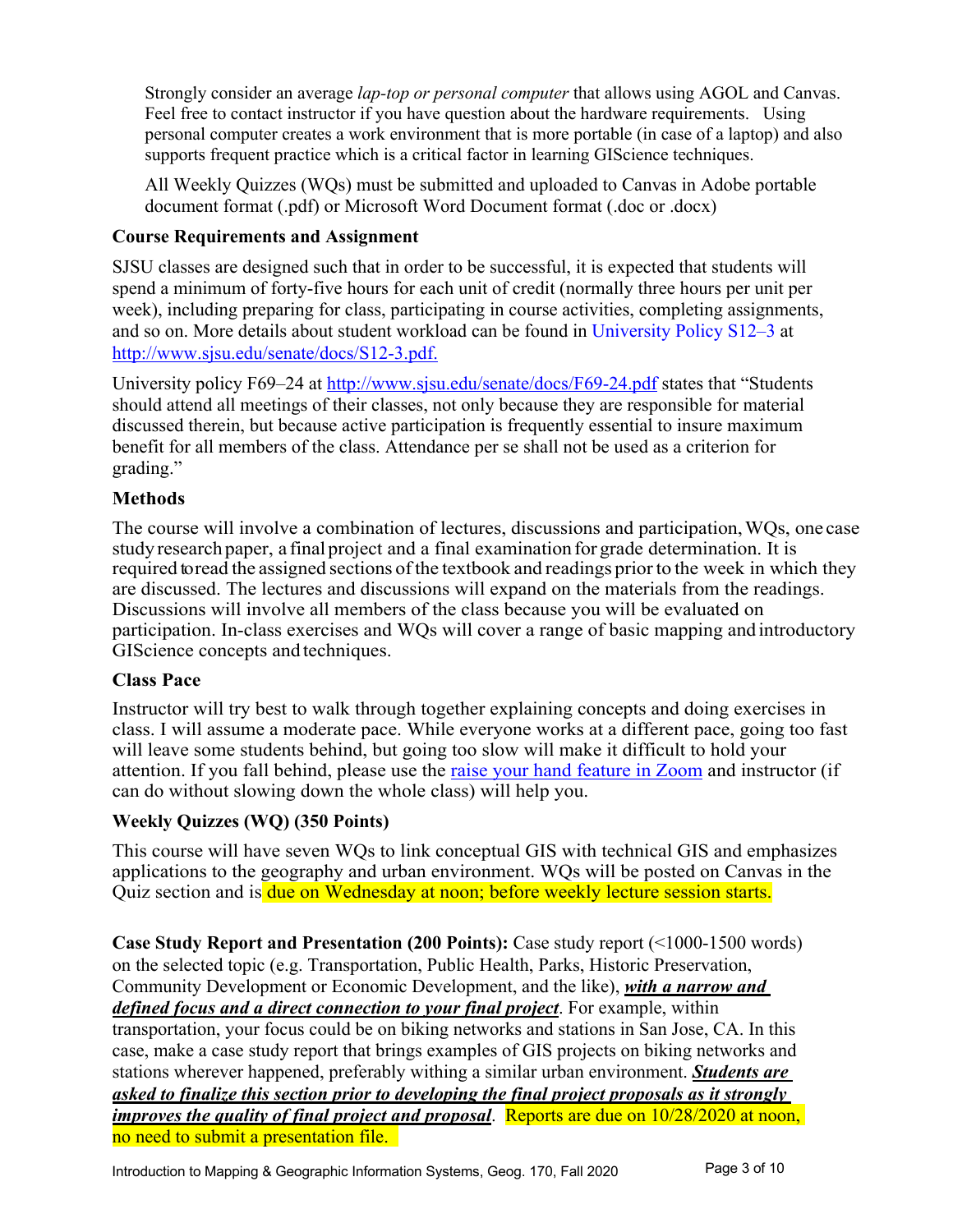Strongly consider an average *lap-top or personal computer* that allows using AGOL and Canvas. Feel free to contact instructor if you have question about the hardware requirements. Using personal computer creates a work environment that is more portable (in case of a laptop) and also supports frequent practice which is a critical factor in learning GIScience techniques.

All Weekly Quizzes (WQs) must be submitted and uploaded to Canvas in Adobe portable document format (.pdf) or Microsoft Word Document format (.doc or .docx)

### Course Requirements and Assignment

SJSU classes are designed such that in order to be successful, it is expected that students will spend a minimum of forty-five hours for each unit of credit (normally three hours per unit per week), including preparing for class, participating in course activities, completing assignments, and so on. More details about student workload can be found in University Policy S12–3 at http://www.sjsu.edu/senate/docs/S12-3.pdf.

University policy F69–24 at http://www.sjsu.edu/senate/docs/F69-24.pdf states that "Students should attend all meetings of their classes, not only because they are responsible for material discussed therein, but because active participation is frequently essential to insure maximum benefit for all members of the class. Attendance per se shall not be used as a criterion for grading."

### Methods

The course will involve a combination of lectures, discussions and participation, WQs, one case study research paper, a final project and a final examination for grade determination. It is required to read the assigned sections of the textbook and readings prior to the week in which they are discussed. The lectures and discussions will expand on the materials from the readings. Discussions will involve all members of the class because you will be evaluated on participation. In-class exercises and WQs will cover a range of basic mapping and introductory GIScience concepts and techniques.

### Class Pace

Instructor will try best to walk through together explaining concepts and doing exercises in class. I will assume a moderate pace. While everyone works at a different pace, going too fast will leave some students behind, but going too slow will make it difficult to hold your attention. If you fall behind, please use the raise your hand feature in Zoom and instructor (if can do without slowing down the whole class) will help you.

### Weekly Quizzes (WQ) (350 Points)

This course will have seven WQs to link conceptual GIS with technical GIS and emphasizes applications to the geography and urban environment. WQs will be posted on Canvas in the Quiz section and is due on Wednesday at noon; before weekly lecture session starts.

**Case Study Report and Presentation (200 Points):** Case study report (<1000-1500 words) on the selected topic (e.g. Transportation, Public Health, Parks, Historic Preservation, Community Development or Economic Development, and the like), ***with a narrow and defined focus and a direct connection to your final project***. For example, within transportation, your focus could be on biking networks and stations in San Jose, CA. In this case, make a case study report that brings examples of GIS projects on biking networks and stations wherever happened, preferably withing a similar urban environment. ***Students are asked to finalize this section prior to developing the final project proposals as it strongly improves the quality of final project and proposal***. Reports are due on 10/28/2020 at noon, no need to submit a presentation file.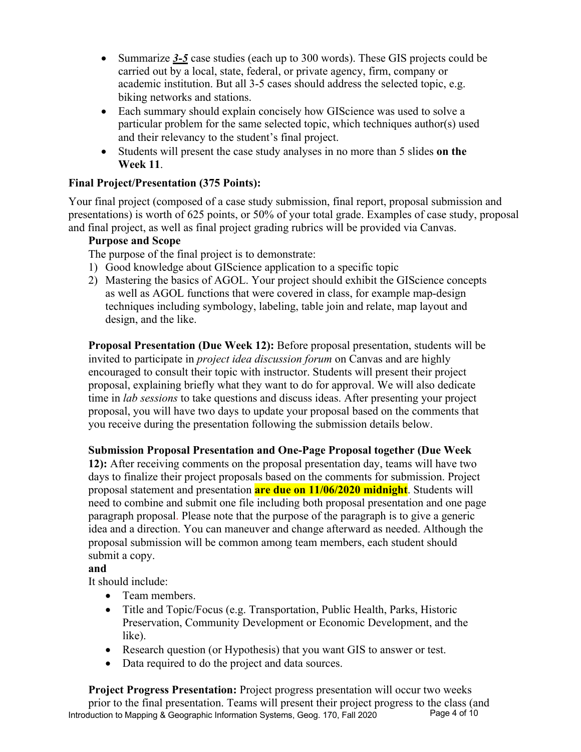- Summarize ***3-5*** case studies (each up to 300 words). These GIS projects could be carried out by a local, state, federal, or private agency, firm, company or academic institution. But all 3-5 cases should address the selected topic, e.g. biking networks and stations.
- Each summary should explain concisely how GIScience was used to solve a particular problem for the same selected topic, which techniques author(s) used and their relevancy to the student's final project.
- Students will present the case study analyses in no more than 5 slides **on the Week 11**.

### Final Project/Presentation (375 Points):

Your final project (composed of a case study submission, final report, proposal submission and presentations) is worth of 625 points, or 50% of your total grade. Examples of case study, proposal and final project, as well as final project grading rubrics will be provided via Canvas.

**Purpose and Scope**

The purpose of the final project is to demonstrate:

1) Good knowledge about GIScience application to a specific topic
2) Mastering the basics of AGOL. Your project should exhibit the GIScience concepts as well as AGOL functions that were covered in class, for example map-design techniques including symbology, labeling, table join and relate, map layout and design, and the like.

**Proposal Presentation (Due Week 12):** Before proposal presentation, students will be invited to participate in *project idea discussion forum* on Canvas and are highly encouraged to consult their topic with instructor. Students will present their project proposal, explaining briefly what they want to do for approval. We will also dedicate time in *lab sessions* to take questions and discuss ideas. After presenting your project proposal, you will have two days to update your proposal based on the comments that you receive during the presentation following the submission details below.

**Submission Proposal Presentation and One-Page Proposal together (Due Week 12):** After receiving comments on the proposal presentation day, teams will have two days to finalize their project proposals based on the comments for submission. Project proposal statement and presentation **are due on 11/06/2020 midnight**. Students will need to combine and submit one file including both proposal presentation and one page paragraph proposal. Please note that the purpose of the paragraph is to give a generic idea and a direction. You can maneuver and change afterward as needed. Although the proposal submission will be common among team members, each student should submit a copy.

**and**

It should include:

- Team members.
- Title and Topic/Focus (e.g. Transportation, Public Health, Parks, Historic Preservation, Community Development or Economic Development, and the like).
- Research question (or Hypothesis) that you want GIS to answer or test.
- Data required to do the project and data sources.

**Project Progress Presentation:** Project progress presentation will occur two weeks prior to the final presentation. Teams will present their project progress to the class (and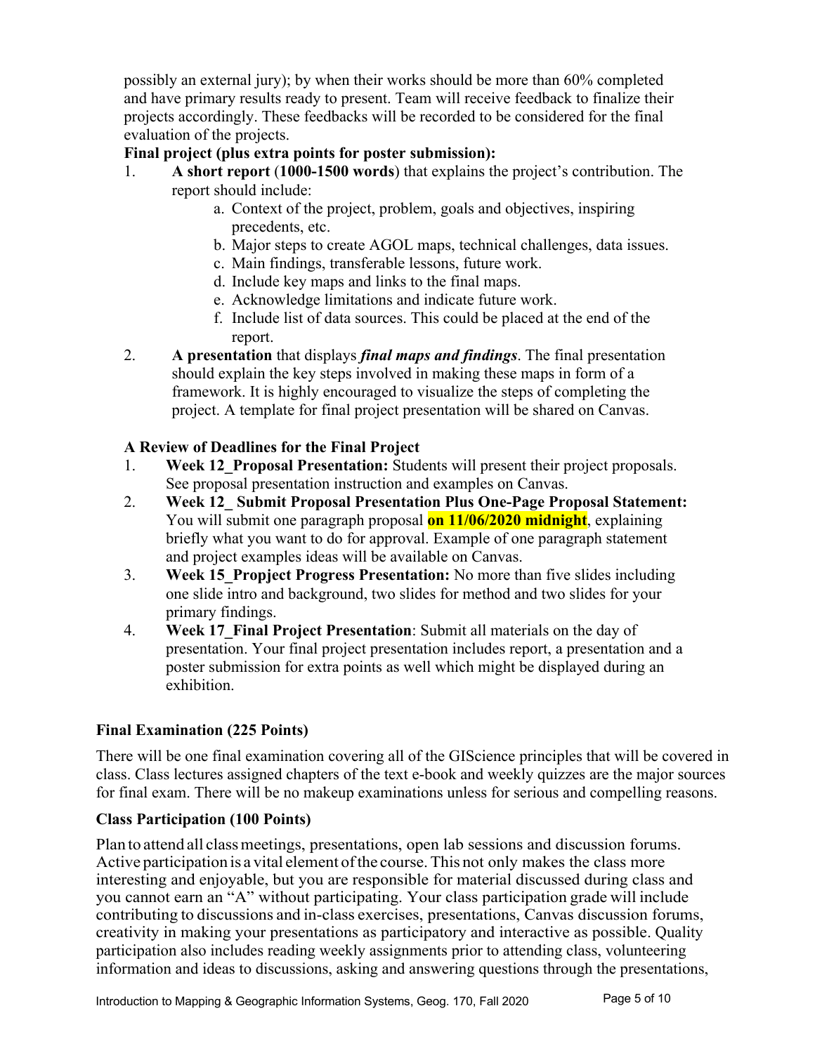possibly an external jury); by when their works should be more than 60% completed and have primary results ready to present. Team will receive feedback to finalize their projects accordingly. These feedbacks will be recorded to be considered for the final evaluation of the projects.

**Final project (plus extra points for poster submission):**

1. **A short report (1000-1500 words)** that explains the project's contribution. The report should include:
   a. Context of the project, problem, goals and objectives, inspiring precedents, etc.
   b. Major steps to create AGOL maps, technical challenges, data issues.
   c. Main findings, transferable lessons, future work.
   d. Include key maps and links to the final maps.
   e. Acknowledge limitations and indicate future work.
   f. Include list of data sources. This could be placed at the end of the report.
2. **A presentation** that displays ***final maps and findings***. The final presentation should explain the key steps involved in making these maps in form of a framework. It is highly encouraged to visualize the steps of completing the project. A template for final project presentation will be shared on Canvas.

**A Review of Deadlines for the Final Project**

1. **Week 12_Proposal Presentation:** Students will present their project proposals. See proposal presentation instruction and examples on Canvas.
2. **Week 12_ Submit Proposal Presentation Plus One-Page Proposal Statement:** You will submit one paragraph proposal **on 11/06/2020 midnight**, explaining briefly what you want to do for approval. Example of one paragraph statement and project examples ideas will be available on Canvas.
3. **Week 15_Propject Progress Presentation:** No more than five slides including one slide intro and background, two slides for method and two slides for your primary findings.
4. **Week 17_Final Project Presentation**: Submit all materials on the day of presentation. Your final project presentation includes report, a presentation and a poster submission for extra points as well which might be displayed during an exhibition.

### Final Examination (225 Points)

There will be one final examination covering all of the GIScience principles that will be covered in class. Class lectures assigned chapters of the text e-book and weekly quizzes are the major sources for final exam. There will be no makeup examinations unless for serious and compelling reasons.

### Class Participation (100 Points)

Plan to attend all class meetings, presentations, open lab sessions and discussion forums. Active participation is a vital element of the course. This not only makes the class more interesting and enjoyable, but you are responsible for material discussed during class and you cannot earn an "A" without participating. Your class participation grade will include contributing to discussions and in-class exercises, presentations, Canvas discussion forums, creativity in making your presentations as participatory and interactive as possible. Quality participation also includes reading weekly assignments prior to attending class, volunteering information and ideas to discussions, asking and answering questions through the presentations,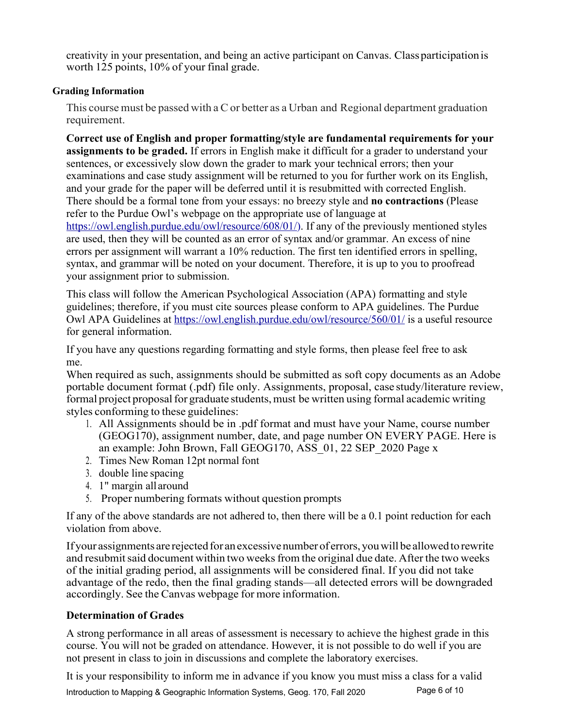creativity in your presentation, and being an active participant on Canvas. Class participation is worth 125 points, 10% of your final grade.

### Grading Information

This course must be passed with a C or better as a Urban and Regional department graduation requirement.

**Correct use of English and proper formatting/style are fundamental requirements for your assignments to be graded.** If errors in English make it difficult for a grader to understand your sentences, or excessively slow down the grader to mark your technical errors; then your examinations and case study assignment will be returned to you for further work on its English, and your grade for the paper will be deferred until it is resubmitted with corrected English. There should be a formal tone from your essays: no breezy style and **no contractions** (Please refer to the Purdue Owl's webpage on the appropriate use of language at https://owl.english.purdue.edu/owl/resource/608/01/). If any of the previously mentioned styles are used, then they will be counted as an error of syntax and/or grammar. An excess of nine errors per assignment will warrant a 10% reduction. The first ten identified errors in spelling, syntax, and grammar will be noted on your document. Therefore, it is up to you to proofread your assignment prior to submission.

This class will follow the American Psychological Association (APA) formatting and style guidelines; therefore, if you must cite sources please conform to APA guidelines. The Purdue Owl APA Guidelines at https://owl.english.purdue.edu/owl/resource/560/01/ is a useful resource for general information.

If you have any questions regarding formatting and style forms, then please feel free to ask me.

When required as such, assignments should be submitted as soft copy documents as an Adobe portable document format (.pdf) file only. Assignments, proposal, case study/literature review, formal project proposal for graduate students, must be written using formal academic writing styles conforming to these guidelines:

1. All Assignments should be in .pdf format and must have your Name, course number (GEOG170), assignment number, date, and page number ON EVERY PAGE. Here is an example: John Brown, Fall GEOG170, ASS_01, 22 SEP_2020 Page x
2. Times New Roman 12pt normal font
3. double line spacing
4. 1" margin all around
5. Proper numbering formats without question prompts

If any of the above standards are not adhered to, then there will be a 0.1 point reduction for each violation from above.

If your assignments are rejected for an excessive number of errors, you will be allowed to rewrite and resubmit said document within two weeks from the original due date. After the two weeks of the initial grading period, all assignments will be considered final. If you did not take advantage of the redo, then the final grading stands—all detected errors will be downgraded accordingly. See the Canvas webpage for more information.

### Determination of Grades

A strong performance in all areas of assessment is necessary to achieve the highest grade in this course. You will not be graded on attendance. However, it is not possible to do well if you are not present in class to join in discussions and complete the laboratory exercises.

It is your responsibility to inform me in advance if you know you must miss a class for a valid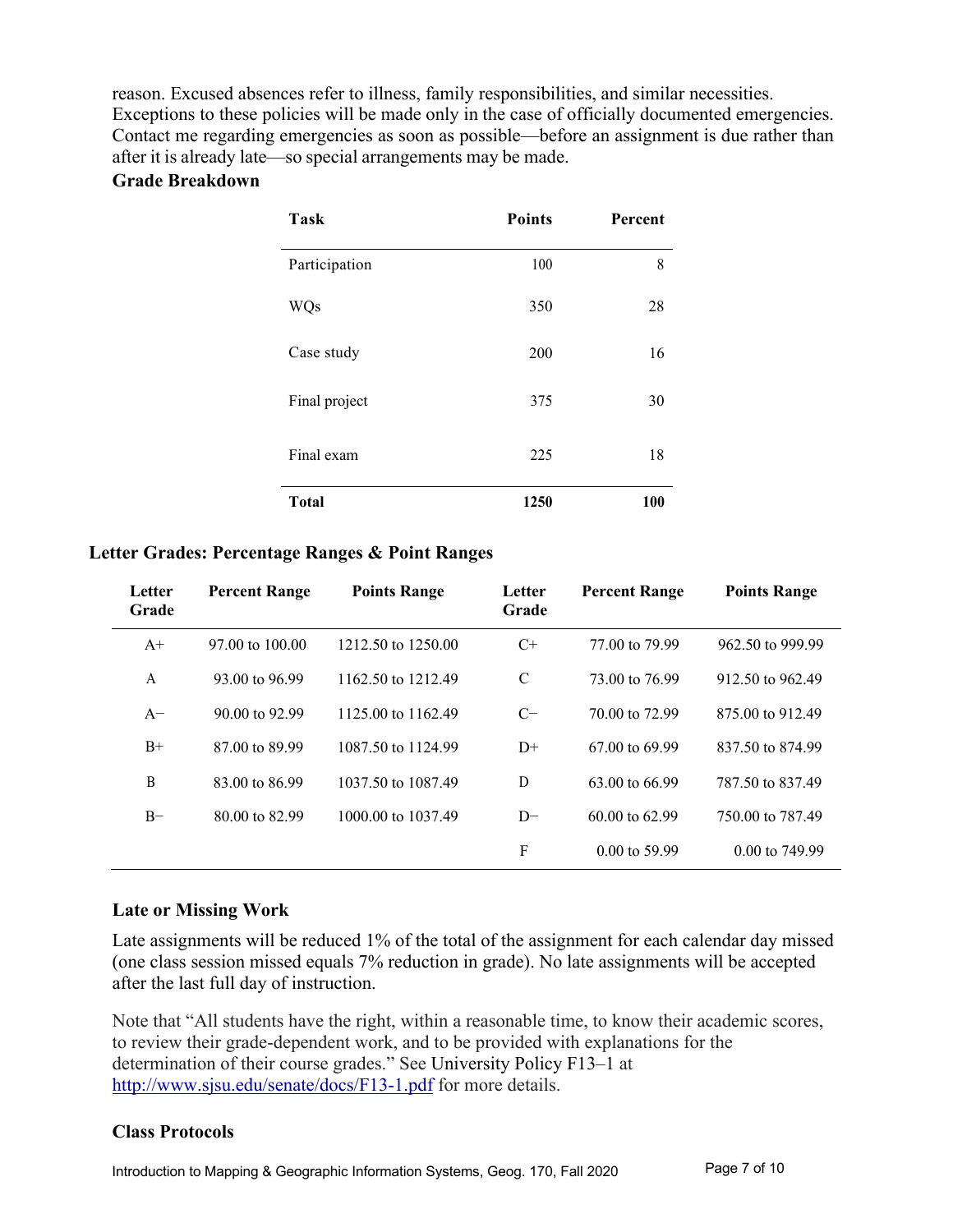reason. Excused absences refer to illness, family responsibilities, and similar necessities. Exceptions to these policies will be made only in the case of officially documented emergencies. Contact me regarding emergencies as soon as possible—before an assignment is due rather than after it is already late—so special arrangements may be made.

### Grade Breakdown

| Task | Points | Percent |
|---|---|---|
| Participation | 100 | 8 |
| WQs | 350 | 28 |
| Case study | 200 | 16 |
| Final project | 375 | 30 |
| Final exam | 225 | 18 |
| **Total** | **1250** | **100** |

### Letter Grades: Percentage Ranges & Point Ranges

| Letter Grade | Percent Range | Points Range | Letter Grade | Percent Range | Points Range |
|---|---|---|---|---|---|
| A+ | 97.00 to 100.00 | 1212.50 to 1250.00 | C+ | 77.00 to 79.99 | 962.50 to 999.99 |
| A | 93.00 to 96.99 | 1162.50 to 1212.49 | C | 73.00 to 76.99 | 912.50 to 962.49 |
| A− | 90.00 to 92.99 | 1125.00 to 1162.49 | C− | 70.00 to 72.99 | 875.00 to 912.49 |
| B+ | 87.00 to 89.99 | 1087.50 to 1124.99 | D+ | 67.00 to 69.99 | 837.50 to 874.99 |
| B | 83.00 to 86.99 | 1037.50 to 1087.49 | D | 63.00 to 66.99 | 787.50 to 837.49 |
| B− | 80.00 to 82.99 | 1000.00 to 1037.49 | D− | 60.00 to 62.99 | 750.00 to 787.49 |
| | | | F | 0.00 to 59.99 | 0.00 to 749.99 |

### Late or Missing Work

Late assignments will be reduced 1% of the total of the assignment for each calendar day missed (one class session missed equals 7% reduction in grade). No late assignments will be accepted after the last full day of instruction.

Note that "All students have the right, within a reasonable time, to know their academic scores, to review their grade-dependent work, and to be provided with explanations for the determination of their course grades." See University Policy F13–1 at http://www.sjsu.edu/senate/docs/F13-1.pdf for more details.

### Class Protocols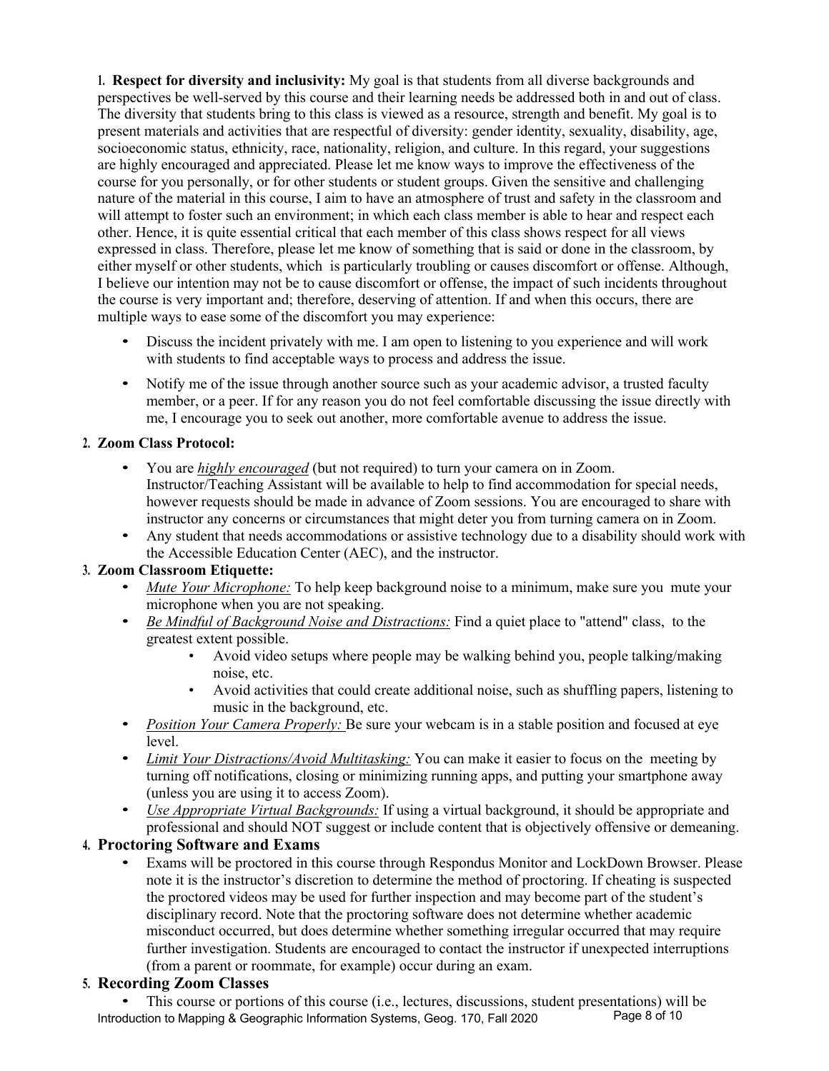1. **Respect for diversity and inclusivity:** My goal is that students from all diverse backgrounds and perspectives be well-served by this course and their learning needs be addressed both in and out of class. The diversity that students bring to this class is viewed as a resource, strength and benefit. My goal is to present materials and activities that are respectful of diversity: gender identity, sexuality, disability, age, socioeconomic status, ethnicity, race, nationality, religion, and culture. In this regard, your suggestions are highly encouraged and appreciated. Please let me know ways to improve the effectiveness of the course for you personally, or for other students or student groups. Given the sensitive and challenging nature of the material in this course, I aim to have an atmosphere of trust and safety in the classroom and will attempt to foster such an environment; in which each class member is able to hear and respect each other. Hence, it is quite essential critical that each member of this class shows respect for all views expressed in class. Therefore, please let me know of something that is said or done in the classroom, by either myself or other students, which is particularly troubling or causes discomfort or offense. Although, I believe our intention may not be to cause discomfort or offense, the impact of such incidents throughout the course is very important and; therefore, deserving of attention. If and when this occurs, there are multiple ways to ease some of the discomfort you may experience:

   - Discuss the incident privately with me. I am open to listening to you experience and will work with students to find acceptable ways to process and address the issue.
   - Notify me of the issue through another source such as your academic advisor, a trusted faculty member, or a peer. If for any reason you do not feel comfortable discussing the issue directly with me, I encourage you to seek out another, more comfortable avenue to address the issue.

2. **Zoom Class Protocol:**
   - You are ***highly encouraged*** (but not required) to turn your camera on in Zoom. Instructor/Teaching Assistant will be available to help to find accommodation for special needs, however requests should be made in advance of Zoom sessions. You are encouraged to share with instructor any concerns or circumstances that might deter you from turning camera on in Zoom.
   - Any student that needs accommodations or assistive technology due to a disability should work with the Accessible Education Center (AEC), and the instructor.

3. **Zoom Classroom Etiquette:**
   - *Mute Your Microphone:* To help keep background noise to a minimum, make sure you mute your microphone when you are not speaking.
   - *Be Mindful of Background Noise and Distractions:* Find a quiet place to "attend" class, to the greatest extent possible.
     - Avoid video setups where people may be walking behind you, people talking/making noise, etc.
     - Avoid activities that could create additional noise, such as shuffling papers, listening to music in the background, etc.
   - *Position Your Camera Properly:* Be sure your webcam is in a stable position and focused at eye level.
   - *Limit Your Distractions/Avoid Multitasking:* You can make it easier to focus on the meeting by turning off notifications, closing or minimizing running apps, and putting your smartphone away (unless you are using it to access Zoom).
   - *Use Appropriate Virtual Backgrounds:* If using a virtual background, it should be appropriate and professional and should NOT suggest or include content that is objectively offensive or demeaning.

4. **Proctoring Software and Exams**
   - Exams will be proctored in this course through Respondus Monitor and LockDown Browser. Please note it is the instructor's discretion to determine the method of proctoring. If cheating is suspected the proctored videos may be used for further inspection and may become part of the student's disciplinary record. Note that the proctoring software does not determine whether academic misconduct occurred, but does determine whether something irregular occurred that may require further investigation. Students are encouraged to contact the instructor if unexpected interruptions (from a parent or roommate, for example) occur during an exam.

5. **Recording Zoom Classes**
   - This course or portions of this course (i.e., lectures, discussions, student presentations) will be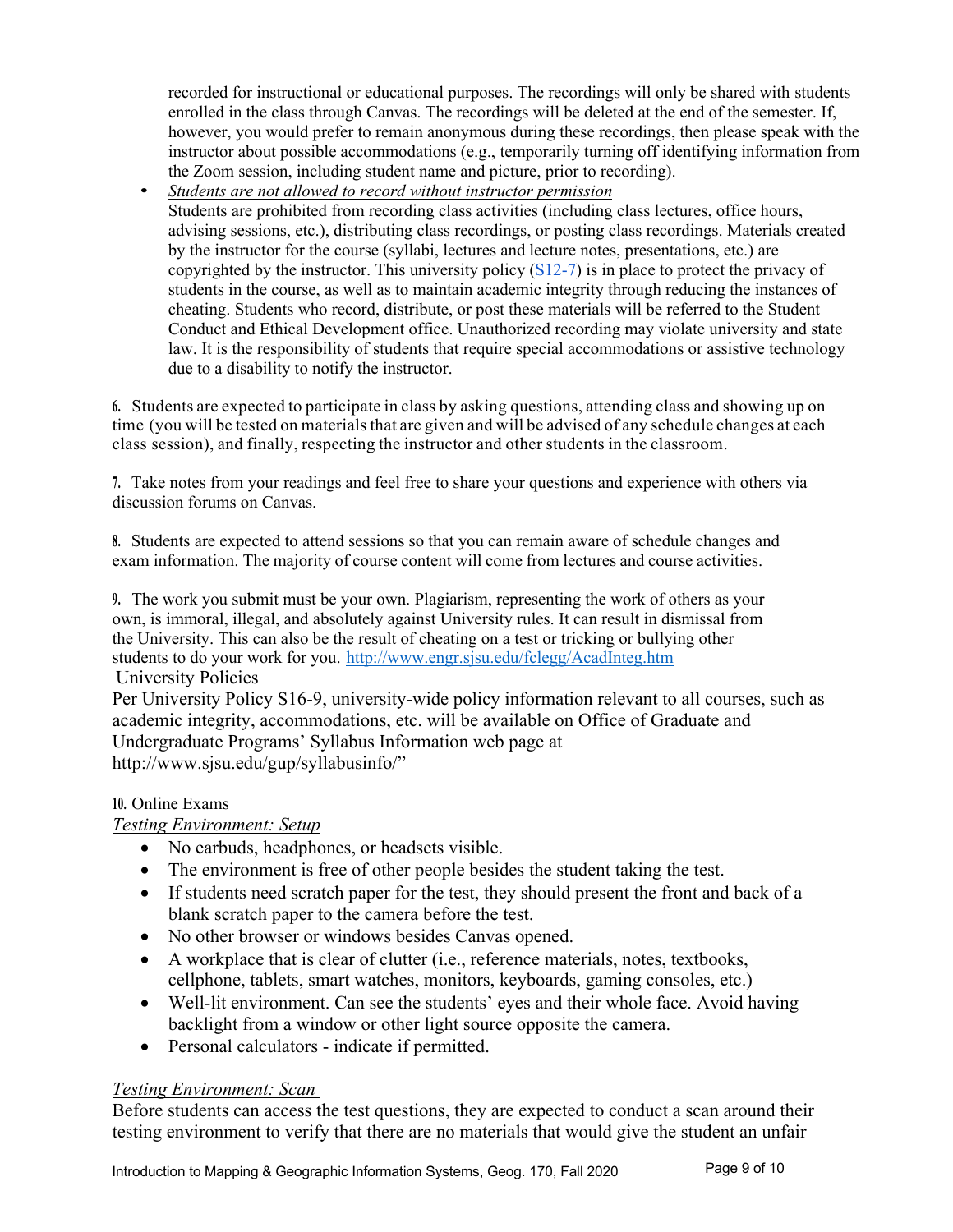recorded for instructional or educational purposes. The recordings will only be shared with students enrolled in the class through Canvas. The recordings will be deleted at the end of the semester. If, however, you would prefer to remain anonymous during these recordings, then please speak with the instructor about possible accommodations (e.g., temporarily turning off identifying information from the Zoom session, including student name and picture, prior to recording).

- *Students are not allowed to record without instructor permission*
  Students are prohibited from recording class activities (including class lectures, office hours, advising sessions, etc.), distributing class recordings, or posting class recordings. Materials created by the instructor for the course (syllabi, lectures and lecture notes, presentations, etc.) are copyrighted by the instructor. This university policy (S12-7) is in place to protect the privacy of students in the course, as well as to maintain academic integrity through reducing the instances of cheating. Students who record, distribute, or post these materials will be referred to the Student Conduct and Ethical Development office. Unauthorized recording may violate university and state law. It is the responsibility of students that require special accommodations or assistive technology due to a disability to notify the instructor.

6. Students are expected to participate in class by asking questions, attending class and showing up on time (you will be tested on materials that are given and will be advised of any schedule changes at each class session), and finally, respecting the instructor and other students in the classroom.

7. Take notes from your readings and feel free to share your questions and experience with others via discussion forums on Canvas.

8. Students are expected to attend sessions so that you can remain aware of schedule changes and exam information. The majority of course content will come from lectures and course activities.

9. The work you submit must be your own. Plagiarism, representing the work of others as your own, is immoral, illegal, and absolutely against University rules. It can result in dismissal from the University. This can also be the result of cheating on a test or tricking or bullying other students to do your work for you. http://www.engr.sjsu.edu/fclegg/AcadInteg.htm

University Policies

Per University Policy S16-9, university-wide policy information relevant to all courses, such as academic integrity, accommodations, etc. will be available on Office of Graduate and Undergraduate Programs' Syllabus Information web page at http://www.sjsu.edu/gup/syllabusinfo/"

10. Online Exams

*Testing Environment: Setup*

- No earbuds, headphones, or headsets visible.
- The environment is free of other people besides the student taking the test.
- If students need scratch paper for the test, they should present the front and back of a blank scratch paper to the camera before the test.
- No other browser or windows besides Canvas opened.
- A workplace that is clear of clutter (i.e., reference materials, notes, textbooks, cellphone, tablets, smart watches, monitors, keyboards, gaming consoles, etc.)
- Well-lit environment. Can see the students' eyes and their whole face. Avoid having backlight from a window or other light source opposite the camera.
- Personal calculators - indicate if permitted.

*Testing Environment: Scan*

Before students can access the test questions, they are expected to conduct a scan around their testing environment to verify that there are no materials that would give the student an unfair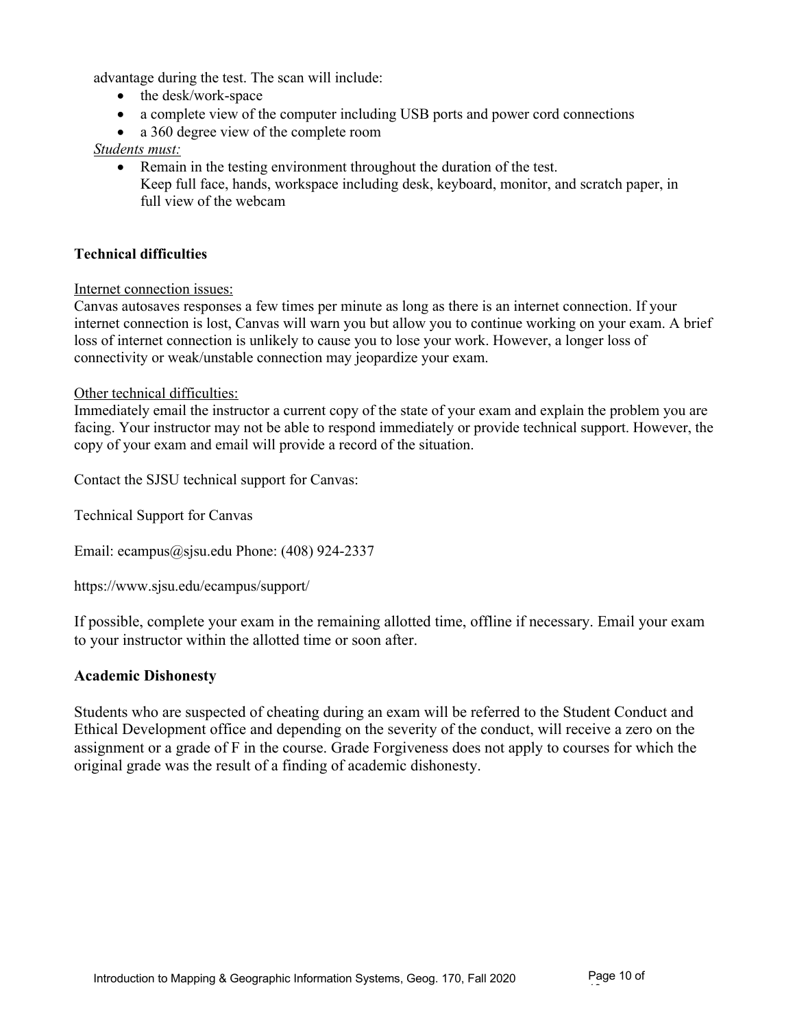advantage during the test. The scan will include:

- the desk/work-space
- a complete view of the computer including USB ports and power cord connections
- a 360 degree view of the complete room

*Students must:*

- Remain in the testing environment throughout the duration of the test.
  Keep full face, hands, workspace including desk, keyboard, monitor, and scratch paper, in full view of the webcam

### Technical difficulties

Internet connection issues:

Canvas autosaves responses a few times per minute as long as there is an internet connection. If your internet connection is lost, Canvas will warn you but allow you to continue working on your exam. A brief loss of internet connection is unlikely to cause you to lose your work. However, a longer loss of connectivity or weak/unstable connection may jeopardize your exam.

Other technical difficulties:

Immediately email the instructor a current copy of the state of your exam and explain the problem you are facing. Your instructor may not be able to respond immediately or provide technical support. However, the copy of your exam and email will provide a record of the situation.

Contact the SJSU technical support for Canvas:

Technical Support for Canvas

Email: ecampus@sjsu.edu Phone: (408) 924-2337

https://www.sjsu.edu/ecampus/support/

If possible, complete your exam in the remaining allotted time, offline if necessary. Email your exam to your instructor within the allotted time or soon after.

### Academic Dishonesty

Students who are suspected of cheating during an exam will be referred to the Student Conduct and Ethical Development office and depending on the severity of the conduct, will receive a zero on the assignment or a grade of F in the course. Grade Forgiveness does not apply to courses for which the original grade was the result of a finding of academic dishonesty.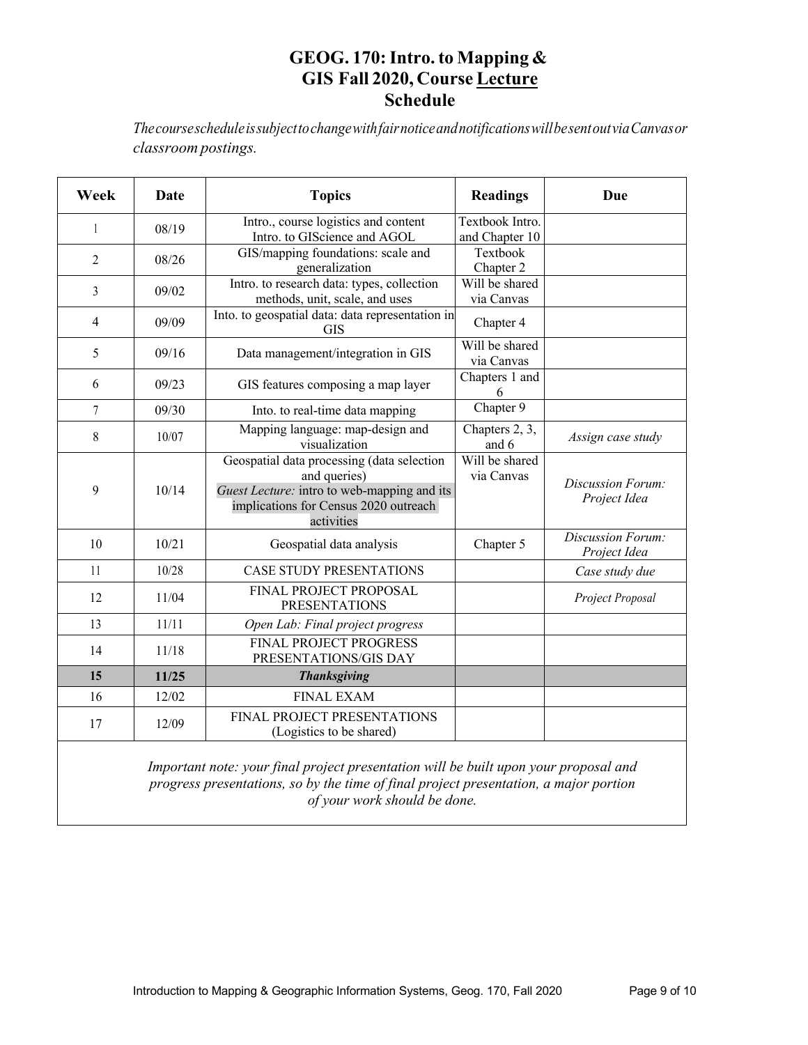# GEOG. 170: Intro. to Mapping & GIS Fall 2020, Course Lecture Schedule

*The course schedule is subject to change with fair notice and notifications will be sent out via Canvas or classroom postings.*

| Week | Date | Topics | Readings | Due |
|---|---|---|---|---|
| 1 | 08/19 | Intro., course logistics and content Intro. to GIScience and AGOL | Textbook Intro. and Chapter 10 | |
| 2 | 08/26 | GIS/mapping foundations: scale and generalization | Textbook Chapter 2 | |
| 3 | 09/02 | Intro. to research data: types, collection methods, unit, scale, and uses | Will be shared via Canvas | |
| 4 | 09/09 | Into. to geospatial data: data representation in GIS | Chapter 4 | |
| 5 | 09/16 | Data management/integration in GIS | Will be shared via Canvas | |
| 6 | 09/23 | GIS features composing a map layer | Chapters 1 and 6 | |
| 7 | 09/30 | Into. to real-time data mapping | Chapter 9 | |
| 8 | 10/07 | Mapping language: map-design and visualization | Chapters 2, 3, and 6 | *Assign case study* |
| 9 | 10/14 | Geospatial data processing (data selection and queries) *Guest Lecture:* intro to web-mapping and its implications for Census 2020 outreach activities | Will be shared via Canvas | *Discussion Forum: Project Idea* |
| 10 | 10/21 | Geospatial data analysis | Chapter 5 | *Discussion Forum: Project Idea* |
| 11 | 10/28 | CASE STUDY PRESENTATIONS | | *Case study due* |
| 12 | 11/04 | FINAL PROJECT PROPOSAL PRESENTATIONS | | *Project Proposal* |
| 13 | 11/11 | *Open Lab: Final project progress* | | |
| 14 | 11/18 | FINAL PROJECT PROGRESS PRESENTATIONS/GIS DAY | | |
| **15** | **11/25** | ***Thanksgiving*** | | |
| 16 | 12/02 | FINAL EXAM | | |
| 17 | 12/09 | FINAL PROJECT PRESENTATIONS (Logistics to be shared) | | |

*Important note: your final project presentation will be built upon your proposal and progress presentations, so by the time of final project presentation, a major portion of your work should be done.*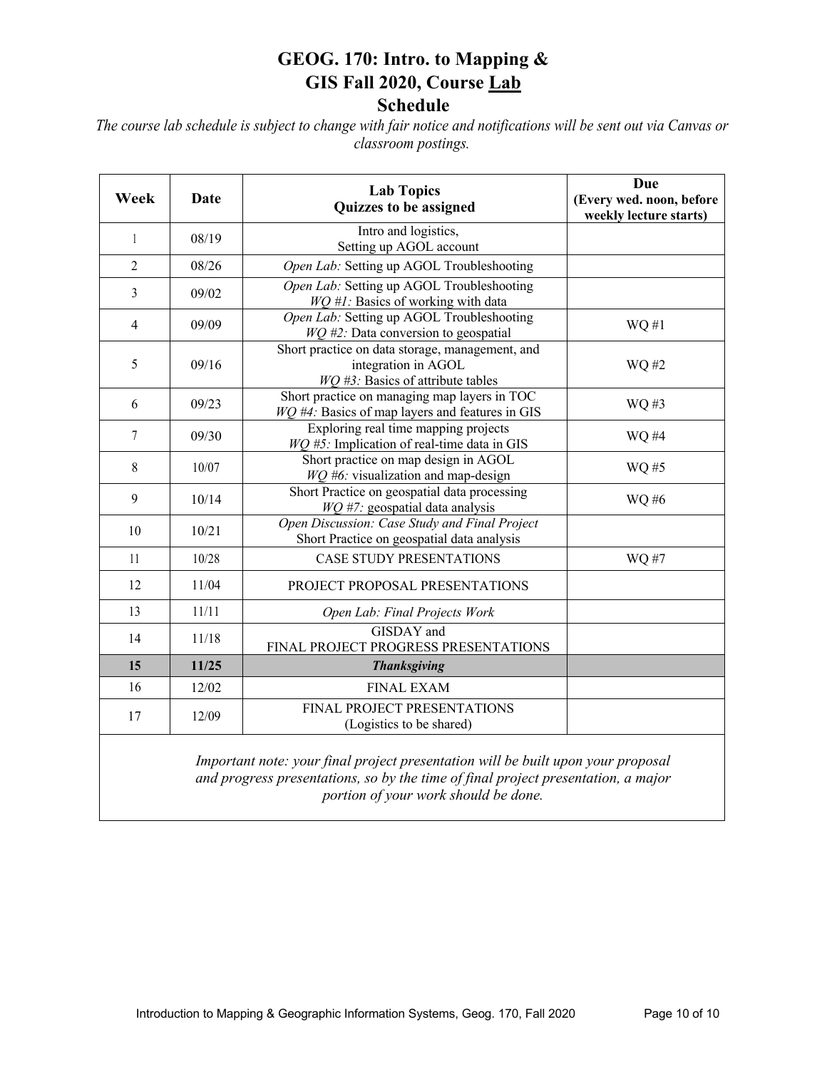# GEOG. 170: Intro. to Mapping & GIS Fall 2020, Course Lab Schedule

*The course lab schedule is subject to change with fair notice and notifications will be sent out via Canvas or classroom postings.*

| Week | Date | Lab Topics<br>Quizzes to be assigned | Due<br>(Every wed. noon, before weekly lecture starts) |
|---|---|---|---|
| 1 | 08/19 | Intro and logistics,<br>Setting up AGOL account | |
| 2 | 08/26 | *Open Lab:* Setting up AGOL Troubleshooting | |
| 3 | 09/02 | *Open Lab:* Setting up AGOL Troubleshooting<br>*WQ #1:* Basics of working with data | |
| 4 | 09/09 | *Open Lab:* Setting up AGOL Troubleshooting<br>*WQ #2:* Data conversion to geospatial | WQ #1 |
| 5 | 09/16 | Short practice on data storage, management, and integration in AGOL<br>*WQ #3:* Basics of attribute tables | WQ #2 |
| 6 | 09/23 | Short practice on managing map layers in TOC<br>*WQ #4:* Basics of map layers and features in GIS | WQ #3 |
| 7 | 09/30 | Exploring real time mapping projects<br>*WQ #5:* Implication of real-time data in GIS | WQ #4 |
| 8 | 10/07 | Short practice on map design in AGOL<br>*WQ #6:* visualization and map-design | WQ #5 |
| 9 | 10/14 | Short Practice on geospatial data processing<br>*WQ #7:* geospatial data analysis | WQ #6 |
| 10 | 10/21 | *Open Discussion: Case Study and Final Project*<br>Short Practice on geospatial data analysis | |
| 11 | 10/28 | CASE STUDY PRESENTATIONS | WQ #7 |
| 12 | 11/04 | PROJECT PROPOSAL PRESENTATIONS | |
| 13 | 11/11 | *Open Lab: Final Projects Work* | |
| 14 | 11/18 | GISDAY and<br>FINAL PROJECT PROGRESS PRESENTATIONS | |
| **15** | **11/25** | ***Thanksgiving*** | |
| 16 | 12/02 | FINAL EXAM | |
| 17 | 12/09 | FINAL PROJECT PRESENTATIONS<br>(Logistics to be shared) | |

*Important note: your final project presentation will be built upon your proposal and progress presentations, so by the time of final project presentation, a major portion of your work should be done.*